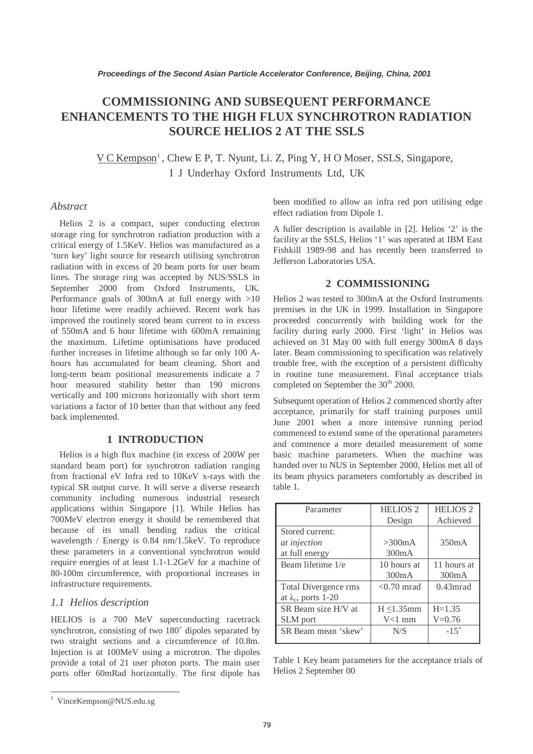# COMMISSIONING AND SUBSEQUENT PERFORMANCE ENHANCEMENTS TO THE HIGH FLUX SYNCHROTRON RADIATION SOURCE HELIOS 2 AT THE SSLS

V C Kempson[1], Chew E P, T. Nyunt, Li. Z, Ping Y, H O Moser, SSLS, Singapore,
I J Underhay Oxford Instruments Ltd, UK

### *Abstract*

Helios 2 is a compact, super conducting electron storage ring for synchrotron radiation production with a critical energy of 1.5KeV. Helios was manufactured as a 'turn key' light source for research utilising synchrotron radiation with in excess of 20 beam ports for user beam lines. The storage ring was accepted by NUS/SSLS in September 2000 from Oxford Instruments, UK. Performance goals of 300mA at full energy with >10 hour lifetime were readily achieved. Recent work has improved the routinely stored beam current to in excess of 550mA and 6 hour lifetime with 600mA remaining the maximum. Lifetime optimisations have produced further increases in lifetime although so far only 100 A-hours has accumulated for beam cleaning. Short and long-term beam positional measurements indicate a 7 hour measured stability better than 190 microns vertically and 100 microns horizontally with short term variations a factor of 10 better than that without any feed back implemented.

## 1 INTRODUCTION

Helios is a high flux machine (in excess of 200W per standard beam port) for synchrotron radiation ranging from fractional eV Infra red to 10KeV x-rays with the typical SR output curve. It will serve a diverse research community including numerous industrial research applications within Singapore [1]. While Helios has 700MeV electron energy it should be remembered that because of its small bending radius the critical wavelength / Energy is 0.84 nm/1.5keV. To reproduce these parameters in a conventional synchrotron would require energies of at least 1.1-1.2GeV for a machine of 80-100m circumference, with proportional increases in infrastructure requirements.

### *1.1 Helios description*

HELIOS is a 700 MeV superconducting racetrack synchrotron, consisting of two 180˚ dipoles separated by two straight sections and a circumference of 10.8m. Injection is at 100MeV using a microtron. The dipoles provide a total of 21 user photon ports. The main user ports offer 60mRad horizontally. The first dipole has been modified to allow an infra red port utilising edge effect radiation from Dipole 1.

A fuller description is available in [2]. Helios '2' is the facility at the SSLS, Helios '1' was operated at IBM East Fishkill 1989-98 and has recently been transferred to Jefferson Laboratories USA.

## 2 COMMISSIONING

Helios 2 was tested to 300mA at the Oxford Instruments premises in the UK in 1999. Installation in Singapore proceeded concurrently with building work for the facility during early 2000. First 'light' in Helios was achieved on 31 May 00 with full energy 300mA 8 days later. Beam commissioning to specification was relatively trouble free, with the exception of a persistent difficulty in routine tune measurement. Final acceptance trials completed on September the 30th 2000.

Subsequent operation of Helios 2 commenced shortly after acceptance, primarily for staff training purposes until June 2001 when a more intensive running period commenced to extend some of the operational parameters and commence a more detailed measurement of some basic machine parameters. When the machine was handed over to NUS in September 2000, Helios met all of its beam physics parameters comfortably as described in table 1.

| Parameter | HELIOS 2 Design | HELIOS 2 Achieved |
|---|---|---|
| Stored current:<br>*at injection*<br>at full energy | <br>>300mA<br>300mA | <br>350mA<br> |
| Beam lifetime 1/e | 10 hours at 300mA | 11 hours at 300mA |
| Total Divergence rms at $\lambda_c$, ports 1-20 | <0.70 mrad | 0.43mrad |
| SR Beam size H/V at SLM port | H ≤1.35mm<br>V<1 mm | H=1.35<br>V=0.76 |
| SR Beam mean 'skew' | N/S | -15˚ |

Table 1 Key beam parameters for the acceptance trials of Helios 2 September 00

[1] VinceKempson@NUS.edu.sg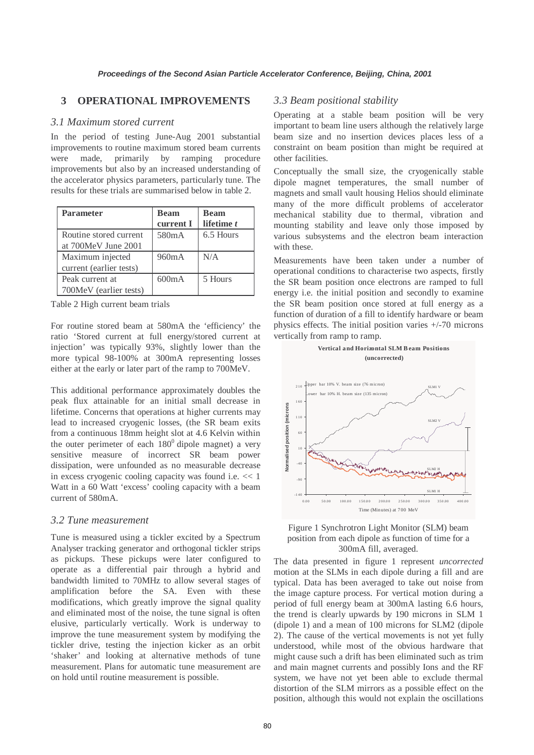## 3 OPERATIONAL IMPROVEMENTS

### 3.1 Maximum stored current

In the period of testing June-Aug 2001 substantial improvements to routine maximum stored beam currents were made, primarily by ramping procedure improvements but also by an increased understanding of the accelerator physics parameters, particularly tune. The results for these trials are summarised below in table 2.

| Parameter | Beam current I | Beam lifetime *t* |
|---|---|---|
| Routine stored current at 700MeV June 2001 | 580mA | 6.5 Hours |
| Maximum injected current (earlier tests) | 960mA | N/A |
| Peak current at 700MeV (earlier tests) | 600mA | 5 Hours |

Table 2 High current beam trials

For routine stored beam at 580mA the 'efficiency' the ratio 'Stored current at full energy/stored current at injection' was typically 93%, slightly lower than the more typical 98-100% at 300mA representing losses either at the early or later part of the ramp to 700MeV.

This additional performance approximately doubles the peak flux attainable for an initial small decrease in lifetime. Concerns that operations at higher currents may lead to increased cryogenic losses, (the SR beam exits from a continuous 18mm height slot at 4.6 Kelvin within the outer perimeter of each $180^0$ dipole magnet) a very sensitive measure of incorrect SR beam power dissipation, were unfounded as no measurable decrease in excess cryogenic cooling capacity was found i.e. $<< 1$ Watt in a 60 Watt 'excess' cooling capacity with a beam current of 580mA.

### 3.2 Tune measurement

Tune is measured using a tickler excited by a Spectrum Analyser tracking generator and orthogonal tickler strips as pickups. These pickups were later configured to operate as a differential pair through a hybrid and bandwidth limited to 70MHz to allow several stages of amplification before the SA. Even with these modifications, which greatly improve the signal quality and eliminated most of the noise, the tune signal is often elusive, particularly vertically. Work is underway to improve the tune measurement system by modifying the tickler drive, testing the injection kicker as an orbit 'shaker' and looking at alternative methods of tune measurement. Plans for automatic tune measurement are on hold until routine measurement is possible.

### 3.3 Beam positional stability

Operating at a stable beam position will be very important to beam line users although the relatively large beam size and no insertion devices places less of a constraint on beam position than might be required at other facilities.

Conceptually the small size, the cryogenically stable dipole magnet temperatures, the small number of magnets and small vault housing Helios should eliminate many of the more difficult problems of accelerator mechanical stability due to thermal, vibration and mounting stability and leave only those imposed by various subsystems and the electron beam interaction with these.

Measurements have been taken under a number of operational conditions to characterise two aspects, firstly the SR beam position once electrons are ramped to full energy i.e. the initial position and secondly to examine the SR beam position once stored at full energy as a function of duration of a fill to identify hardware or beam physics effects. The initial position varies +/-70 microns vertically from ramp to ramp.

Figure 1 Synchrotron Light Monitor (SLM) beam position from each dipole as function of time for a 300mA fill, averaged.

The data presented in figure 1 represent *uncorrected* motion at the SLMs in each dipole during a fill and are typical. Data has been averaged to take out noise from the image capture process. For vertical motion during a period of full energy beam at 300mA lasting 6.6 hours, the trend is clearly upwards by 190 microns in SLM 1 (dipole 1) and a mean of 100 microns for SLM2 (dipole 2). The cause of the vertical movements is not yet fully understood, while most of the obvious hardware that might cause such a drift has been eliminated such as trim and main magnet currents and possibly Ions and the RF system, we have not yet been able to exclude thermal distortion of the SLM mirrors as a possible effect on the position, although this would not explain the oscillations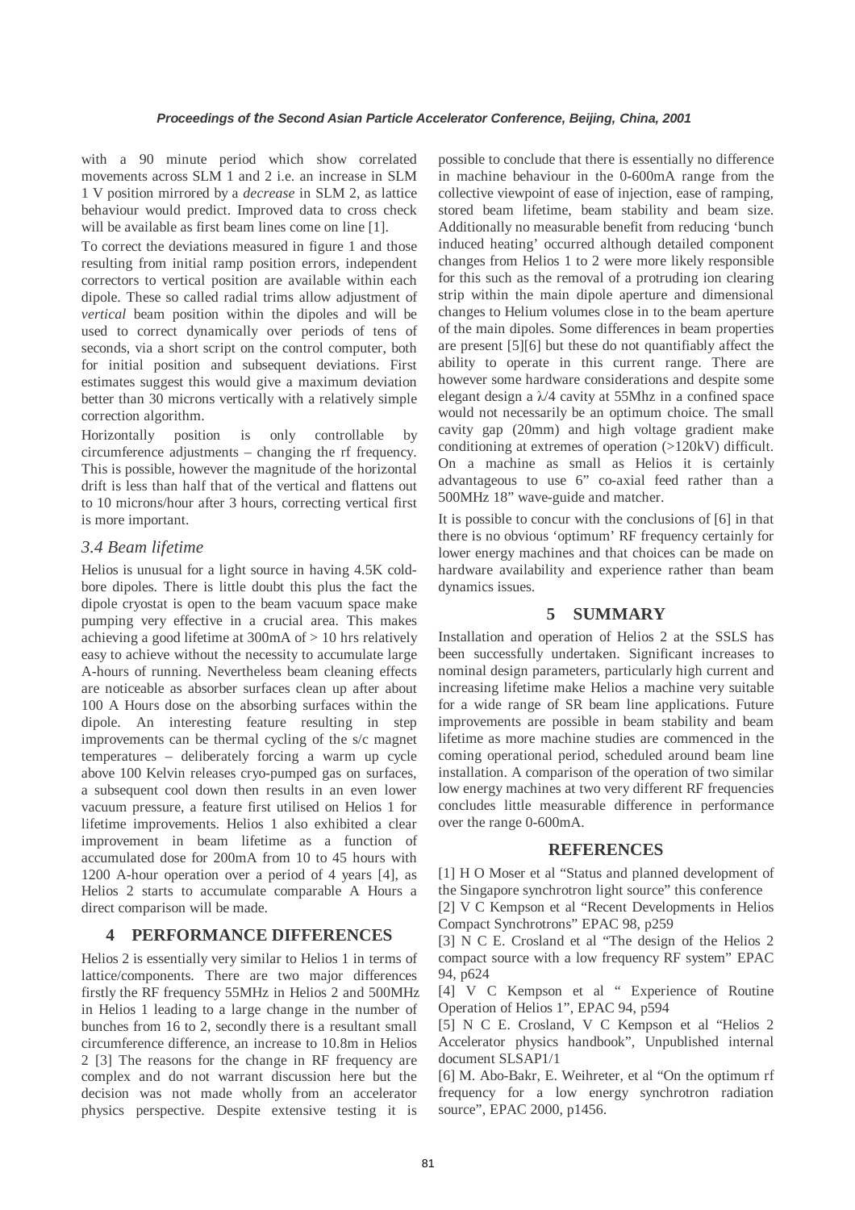with a 90 minute period which show correlated movements across SLM 1 and 2 i.e. an increase in SLM 1 V position mirrored by a *decrease* in SLM 2, as lattice behaviour would predict. Improved data to cross check will be available as first beam lines come on line [1].

To correct the deviations measured in figure 1 and those resulting from initial ramp position errors, independent correctors to vertical position are available within each dipole. These so called radial trims allow adjustment of *vertical* beam position within the dipoles and will be used to correct dynamically over periods of tens of seconds, via a short script on the control computer, both for initial position and subsequent deviations. First estimates suggest this would give a maximum deviation better than 30 microns vertically with a relatively simple correction algorithm.

Horizontally position is only controllable by circumference adjustments – changing the rf frequency. This is possible, however the magnitude of the horizontal drift is less than half that of the vertical and flattens out to 10 microns/hour after 3 hours, correcting vertical first is more important.

### *3.4 Beam lifetime*

Helios is unusual for a light source in having 4.5K cold-bore dipoles. There is little doubt this plus the fact the dipole cryostat is open to the beam vacuum space make pumping very effective in a crucial area. This makes achieving a good lifetime at 300mA of > 10 hrs relatively easy to achieve without the necessity to accumulate large A-hours of running. Nevertheless beam cleaning effects are noticeable as absorber surfaces clean up after about 100 A Hours dose on the absorbing surfaces within the dipole. An interesting feature resulting in step improvements can be thermal cycling of the s/c magnet temperatures – deliberately forcing a warm up cycle above 100 Kelvin releases cryo-pumped gas on surfaces, a subsequent cool down then results in an even lower vacuum pressure, a feature first utilised on Helios 1 for lifetime improvements. Helios 1 also exhibited a clear improvement in beam lifetime as a function of accumulated dose for 200mA from 10 to 45 hours with 1200 A-hour operation over a period of 4 years [4], as Helios 2 starts to accumulate comparable A Hours a direct comparison will be made.

## 4 PERFORMANCE DIFFERENCES

Helios 2 is essentially very similar to Helios 1 in terms of lattice/components. There are two major differences firstly the RF frequency 55MHz in Helios 2 and 500MHz in Helios 1 leading to a large change in the number of bunches from 16 to 2, secondly there is a resultant small circumference difference, an increase to 10.8m in Helios 2 [3] The reasons for the change in RF frequency are complex and do not warrant discussion here but the decision was not made wholly from an accelerator physics perspective. Despite extensive testing it is possible to conclude that there is essentially no difference in machine behaviour in the 0-600mA range from the collective viewpoint of ease of injection, ease of ramping, stored beam lifetime, beam stability and beam size. Additionally no measurable benefit from reducing 'bunch induced heating' occurred although detailed component changes from Helios 1 to 2 were more likely responsible for this such as the removal of a protruding ion clearing strip within the main dipole aperture and dimensional changes to Helium volumes close in to the beam aperture of the main dipoles. Some differences in beam properties are present [5][6] but these do not quantifiably affect the ability to operate in this current range. There are however some hardware considerations and despite some elegant design a $\lambda/4$ cavity at 55Mhz in a confined space would not necessarily be an optimum choice. The small cavity gap (20mm) and high voltage gradient make conditioning at extremes of operation (>120kV) difficult. On a machine as small as Helios it is certainly advantageous to use 6" co-axial feed rather than a 500MHz 18" wave-guide and matcher.

It is possible to concur with the conclusions of [6] in that there is no obvious 'optimum' RF frequency certainly for lower energy machines and that choices can be made on hardware availability and experience rather than beam dynamics issues.

## 5 SUMMARY

Installation and operation of Helios 2 at the SSLS has been successfully undertaken. Significant increases to nominal design parameters, particularly high current and increasing lifetime make Helios a machine very suitable for a wide range of SR beam line applications. Future improvements are possible in beam stability and beam lifetime as more machine studies are commenced in the coming operational period, scheduled around beam line installation. A comparison of the operation of two similar low energy machines at two very different RF frequencies concludes little measurable difference in performance over the range 0-600mA.

## REFERENCES

[1] H O Moser et al "Status and planned development of the Singapore synchrotron light source" this conference

[2] V C Kempson et al "Recent Developments in Helios Compact Synchrotrons" EPAC 98, p259

[3] N C E. Crosland et al "The design of the Helios 2 compact source with a low frequency RF system" EPAC 94, p624

[4] V C Kempson et al " Experience of Routine Operation of Helios 1", EPAC 94, p594

[5] N C E. Crosland, V C Kempson et al "Helios 2 Accelerator physics handbook", Unpublished internal document SLSAP1/1

[6] M. Abo-Bakr, E. Weihreter, et al "On the optimum rf frequency for a low energy synchrotron radiation source", EPAC 2000, p1456.